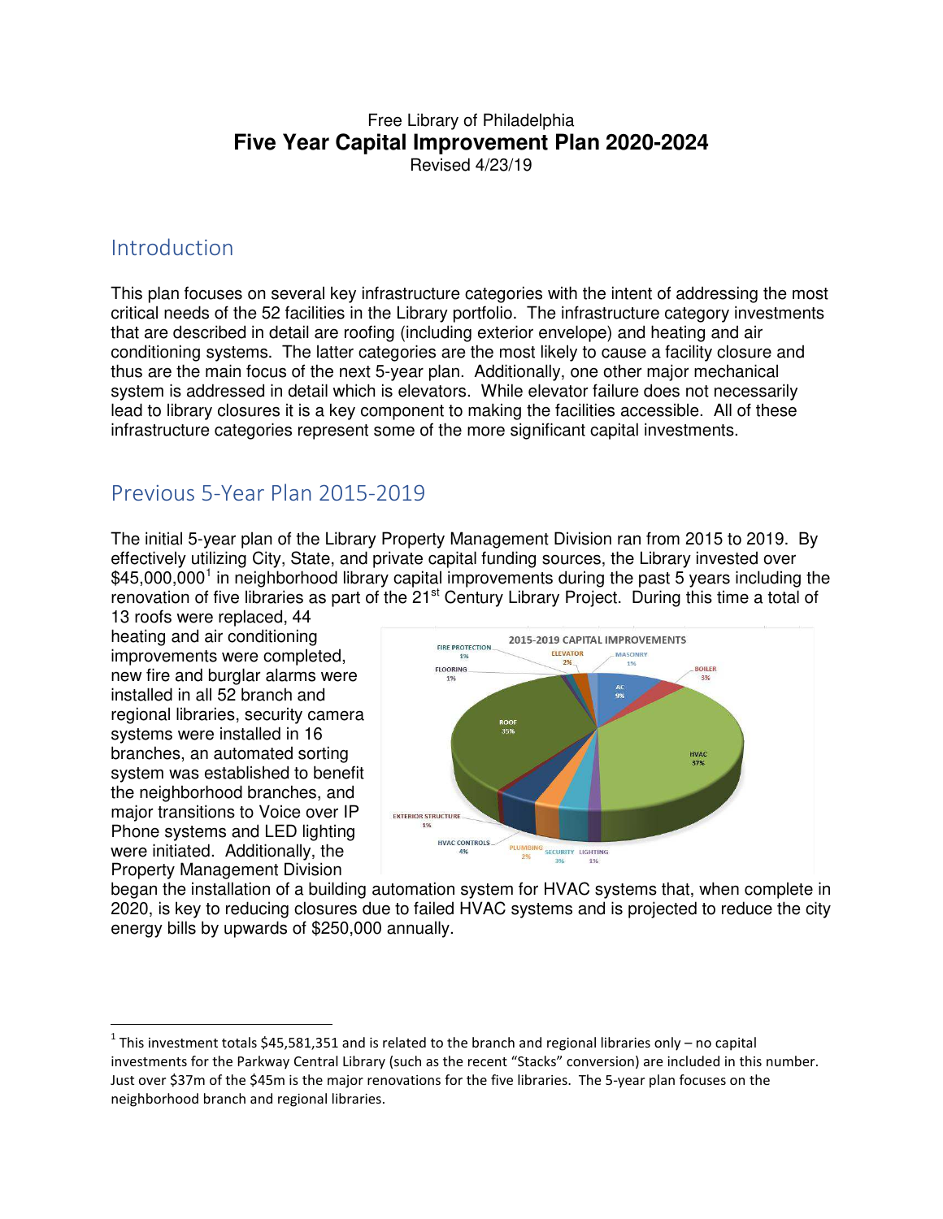Free Library of Philadelphia

# Five Year Capital Improvement Plan 2020-2024

Revised 4/23/19

## Introduction

This plan focuses on several key infrastructure categories with the intent of addressing the most critical needs of the 52 facilities in the Library portfolio. The infrastructure category investments that are described in detail are roofing (including exterior envelope) and heating and air conditioning systems. The latter categories are the most likely to cause a facility closure and thus are the main focus of the next 5-year plan. Additionally, one other major mechanical system is addressed in detail which is elevators. While elevator failure does not necessarily lead to library closures it is a key component to making the facilities accessible. All of these infrastructure categories represent some of the more significant capital investments.

## Previous 5-Year Plan 2015-2019

The initial 5-year plan of the Library Property Management Division ran from 2015 to 2019. By effectively utilizing City, State, and private capital funding sources, the Library invested over $45,000,000[1] in neighborhood library capital improvements during the past 5 years including the renovation of five libraries as part of the 21st Century Library Project. During this time a total of 13 roofs were replaced, 44 heating and air conditioning improvements were completed, new fire and burglar alarms were installed in all 52 branch and regional libraries, security camera systems were installed in 16 branches, an automated sorting system was established to benefit the neighborhood branches, and major transitions to Voice over IP Phone systems and LED lighting were initiated. Additionally, the Property Management Division began the installation of a building automation system for HVAC systems that, when complete in 2020, is key to reducing closures due to failed HVAC systems and is projected to reduce the city energy bills by upwards of $250,000 annually.

**2015-2019 CAPITAL IMPROVEMENTS**

| Category | Share |
|---|---|
| HVAC | 57% |
| ROOF | 35% |
| AC | 9% |
| HVAC CONTROLS | 4% |
| BOILER | 3% |
| SECURITY | 3% |
| ELEVATOR | 2% |
| PLUMBING | 2% |
| FIRE PROTECTION | 1% |
| FLOORING | 1% |
| MASONRY | 1% |
| EXTERIOR STRUCTURE | 1% |
| LIGHTING | 1% |

[1] This investment totals $45,581,351 and is related to the branch and regional libraries only – no capital investments for the Parkway Central Library (such as the recent "Stacks" conversion) are included in this number. Just over $37m of the $45m is the major renovations for the five libraries. The 5-year plan focuses on the neighborhood branch and regional libraries.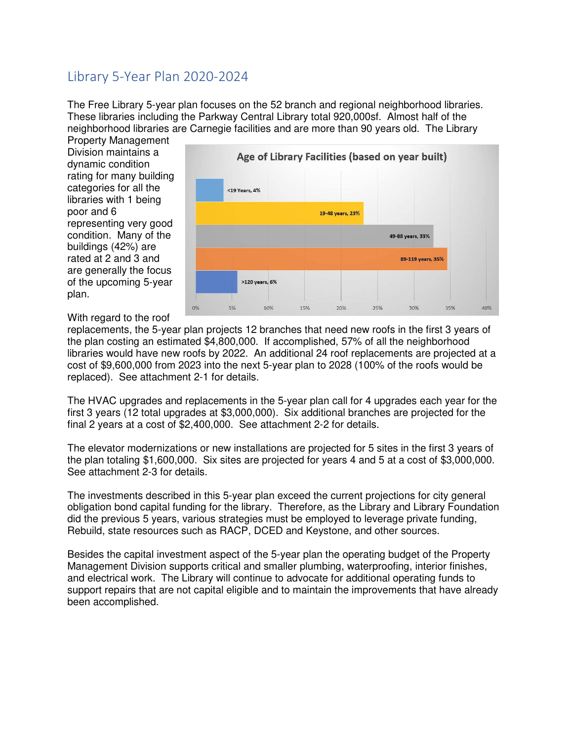## Library 5-Year Plan 2020-2024

The Free Library 5-year plan focuses on the 52 branch and regional neighborhood libraries. These libraries including the Parkway Central Library total 920,000sf. Almost half of the neighborhood libraries are Carnegie facilities and are more than 90 years old. The Library Property Management Division maintains a dynamic condition rating for many building categories for all the libraries with 1 being poor and 6 representing very good condition. Many of the buildings (42%) are rated at 2 and 3 and are generally the focus of the upcoming 5-year plan.

**Age of Library Facilities (based on year built)**

| Age | Percentage |
|---|---|
| <19 Years | 4% |
| 19-48 years | 23% |
| 49-88 years | 33% |
| 89-119 years | 35% |
| >120 years | 6% |

With regard to the roof replacements, the 5-year plan projects 12 branches that need new roofs in the first 3 years of the plan costing an estimated $4,800,000. If accomplished, 57% of all the neighborhood libraries would have new roofs by 2022. An additional 24 roof replacements are projected at a cost of $9,600,000 from 2023 into the next 5-year plan to 2028 (100% of the roofs would be replaced). See attachment 2-1 for details.

The HVAC upgrades and replacements in the 5-year plan call for 4 upgrades each year for the first 3 years (12 total upgrades at $3,000,000). Six additional branches are projected for the final 2 years at a cost of $2,400,000. See attachment 2-2 for details.

The elevator modernizations or new installations are projected for 5 sites in the first 3 years of the plan totaling $1,600,000. Six sites are projected for years 4 and 5 at a cost of $3,000,000. See attachment 2-3 for details.

The investments described in this 5-year plan exceed the current projections for city general obligation bond capital funding for the library. Therefore, as the Library and Library Foundation did the previous 5 years, various strategies must be employed to leverage private funding, Rebuild, state resources such as RACP, DCED and Keystone, and other sources.

Besides the capital investment aspect of the 5-year plan the operating budget of the Property Management Division supports critical and smaller plumbing, waterproofing, interior finishes, and electrical work. The Library will continue to advocate for additional operating funds to support repairs that are not capital eligible and to maintain the improvements that have already been accomplished.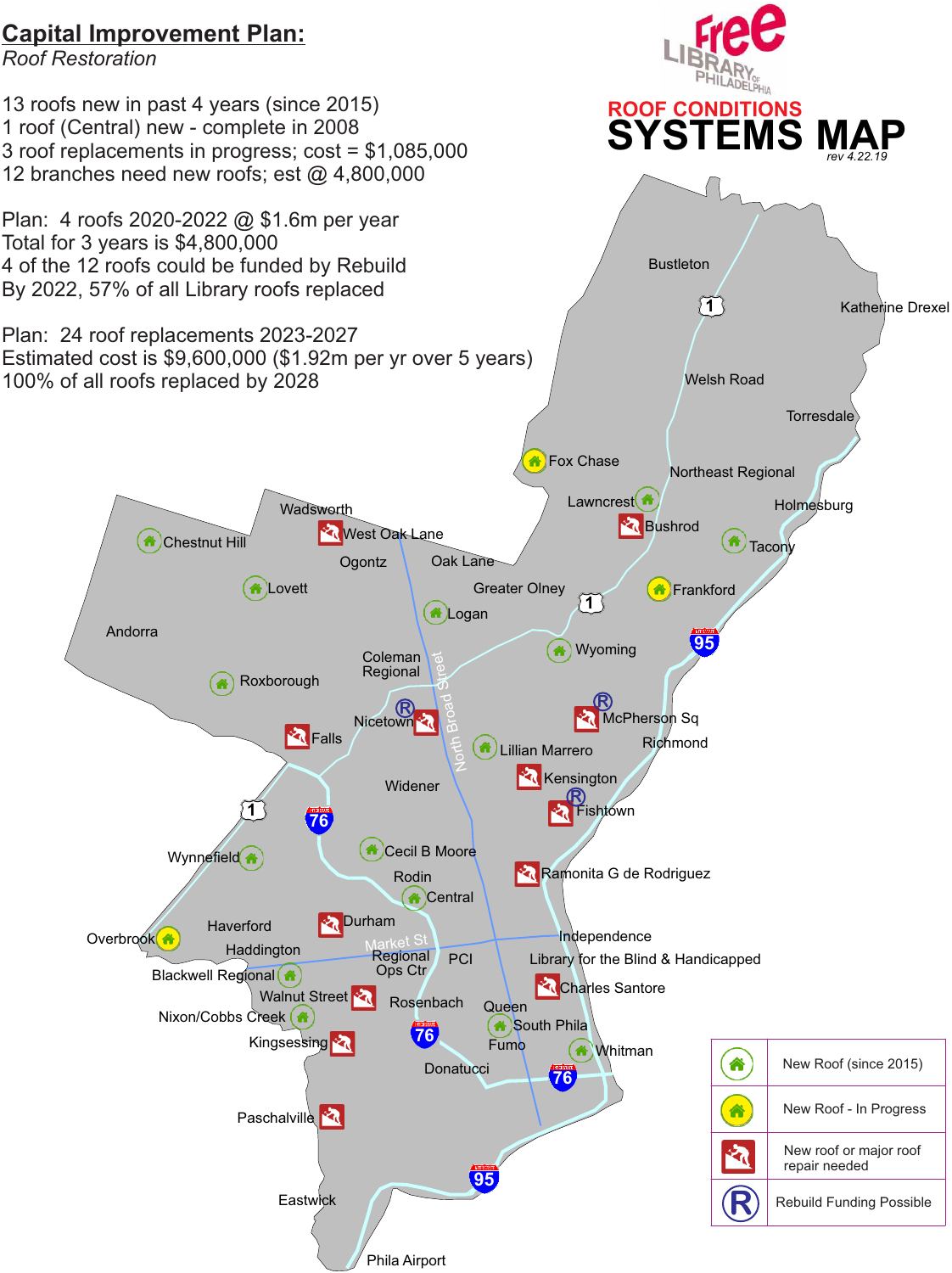# Capital Improvement Plan:

*Roof Restoration*

13 roofs new in past 4 years (since 2015)
1 roof (Central) new - complete in 2008
3 roof replacements in progress; cost = $1,085,000
12 branches need new roofs; est @ 4,800,000

Plan: 4 roofs 2020-2022 @ $1.6m per year
Total for 3 years is $4,800,000
4 of the 12 roofs could be funded by Rebuild
By 2022, 57% of all Library roofs replaced

Plan: 24 roof replacements 2023-2027
Estimated cost is $9,600,000 ($1.92m per yr over 5 years)
100% of all roofs replaced by 2028

Free Library of Philadelphia

## ROOF CONDITIONS SYSTEMS MAP

*rev 4.22.19*

Bustleton, Katherine Drexel, Welsh Road, Torresdale, Fox Chase, Northeast Regional, Lawncrest, Holmesburg, Bushrod, Tacony, Wadsworth, West Oak Lane, Chestnut Hill, Ogontz, Oak Lane, Greater Olney, Frankford, Lovett, Logan, Andorra, Coleman Regional, Wyoming, Roxborough, Nicetown, North Broad Street, McPherson Sq, Richmond, Falls, Lillian Marrero, Kensington, Widener, Fishtown, Wynnefield, Cecil B Moore, Ramonita G de Rodriguez, Rodin, Central, Haverford, Durham, Overbrook, Independence, Haddington, Market St, Regional Ops Ctr, PCI, Library for the Blind & Handicapped, Blackwell Regional, Charles Santore, Walnut Street, Rosenbach, Queen, Nixon/Cobbs Creek, South Phila, Fumo, Kingsessing, Whitman, Donatucci, Paschalville, Eastwick, Phila Airport

| Symbol | Meaning |
|---|---|
| Green house | New Roof (since 2015) |
| Yellow house | New Roof - In Progress |
| Red roof icon | New roof or major roof repair needed |
| R | Rebuild Funding Possible |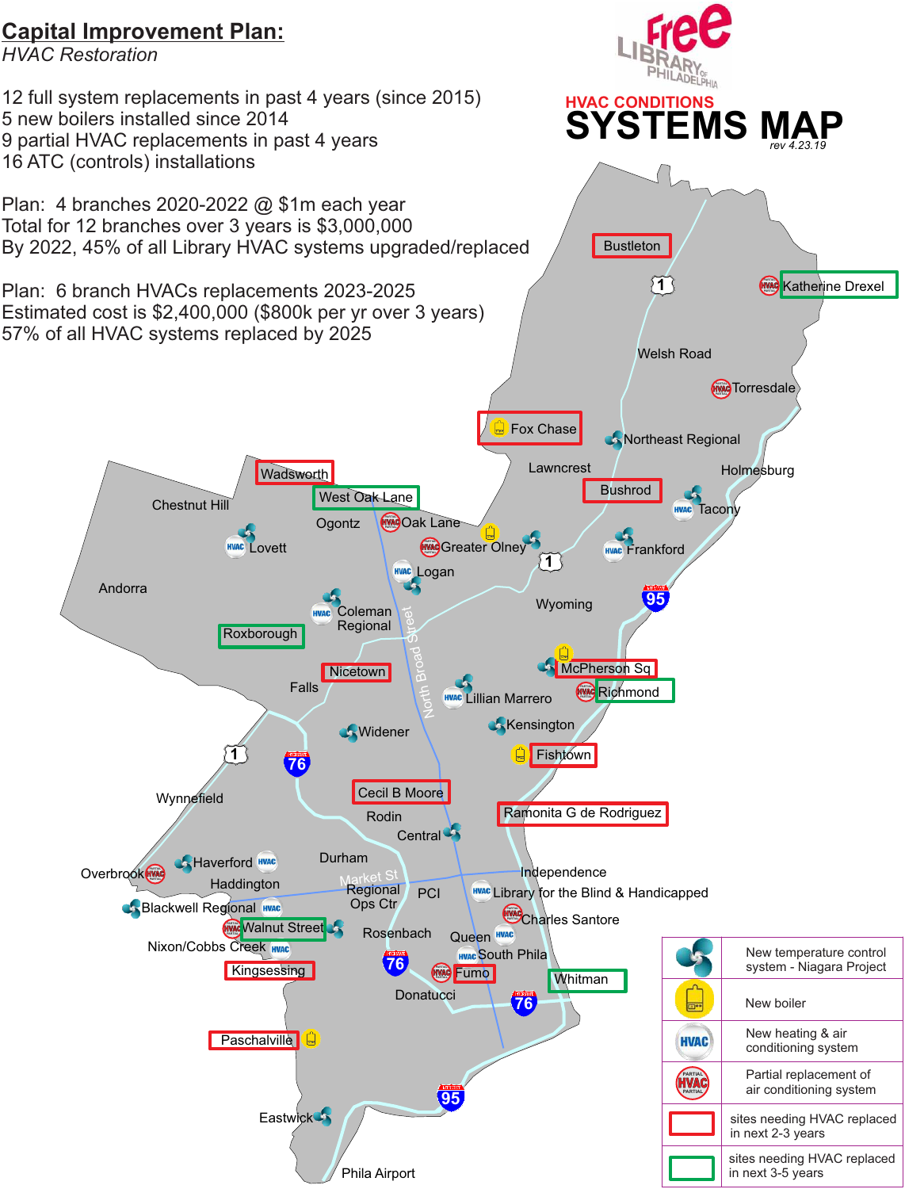## Capital Improvement Plan:

*HVAC Restoration*

12 full system replacements in past 4 years (since 2015)
5 new boilers installed since 2014
9 partial HVAC replacements in past 4 years
16 ATC (controls) installations

Plan: 4 branches 2020-2022 @ $1m each year
Total for 12 branches over 3 years is $3,000,000
By 2022, 45% of all Library HVAC systems upgraded/replaced

Plan: 6 branch HVACs replacements 2023-2025
Estimated cost is $2,400,000 ($800k per yr over 3 years)
57% of all HVAC systems replaced by 2025

Free Library of Philadelphia

**HVAC CONDITIONS**

# SYSTEMS MAP

*rev 4.23.19*

Bustleton, Katherine Drexel, Welsh Road, Torresdale, Fox Chase, Northeast Regional, Lawncrest, Holmesburg, Bushrod, Tacony, Wadsworth, West Oak Lane, Chestnut Hill, Ogontz, Oak Lane, Greater Olney, Frankford, Lovett, Logan, Andorra, Coleman Regional, Wyoming, Roxborough, North Broad Street, McPherson Sq, Nicetown, Richmond, Falls, Lillian Marrero, Kensington, Widener, Fishtown, Wynnefield, Cecil B Moore, Ramonita G de Rodriguez, Rodin, Central, Durham, Independence, Overbrook, Haverford, Haddington, Market St, Regional Ops Ctr, PCI, Library for the Blind & Handicapped, Blackwell Regional, Charles Santore, Walnut Street, Rosenbach, Queen, Nixon/Cobbs Creek, South Phila, Kingsessing, Fumo, Whitman, Donatucci, Paschalville, Eastwick, Phila Airport

| Symbol | Meaning |
| --- | --- |
| Niagara Project icon | New temperature control system - Niagara Project |
| Boiler icon | New boiler |
| HVAC icon | New heating & air conditioning system |
| PARTIAL HVAC icon | Partial replacement of air conditioning system |
| Red box | sites needing HVAC replaced in next 2-3 years |
| Green box | sites needing HVAC replaced in next 3-5 years |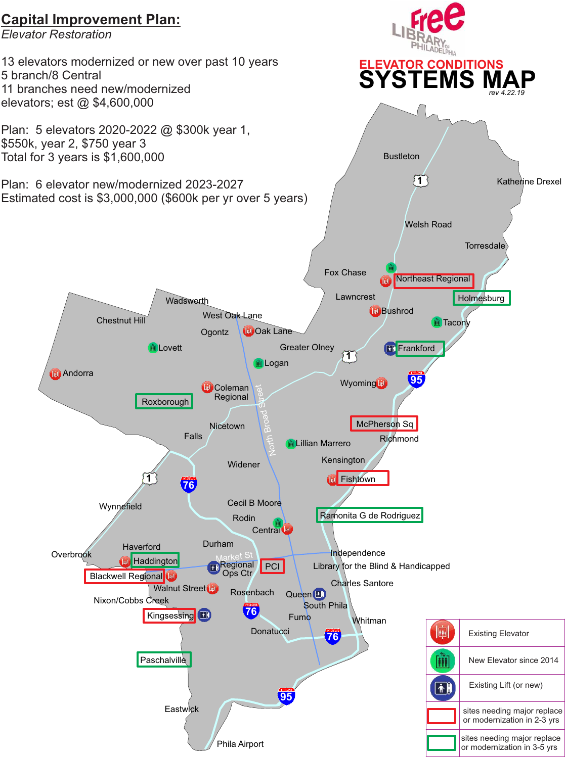# Capital Improvement Plan:

*Elevator Restoration*

13 elevators modernized or new over past 10 years
5 branch/8 Central
11 branches need new/modernized elevators; est @ $4,600,000

Plan: 5 elevators 2020-2022 @ $300k year 1, $550k, year 2, $750 year 3
Total for 3 years is $1,600,000

Plan: 6 elevator new/modernized 2023-2027
Estimated cost is $3,000,000 ($600k per yr over 5 years)

Free Library of Philadelphia

## ELEVATOR CONDITIONS SYSTEMS MAP

rev 4.22.19

Bustleton
Katherine Drexel
Welsh Road
Torresdale
Fox Chase
Northeast Regional
Holmesburg
Lawncrest
Bushrod
Tacony
Wadsworth
Chestnut Hill
West Oak Lane
Ogontz
Oak Lane
Greater Olney
Frankford
Lovett
Logan
Andorra
Wyoming
Coleman Regional
Roxborough
North Broad Street
McPherson Sq
Nicetown
Falls
Richmond
Lillian Marrero
Widener
Kensington
Fishtown
Wynnefield
Cecil B Moore
Ramonita G de Rodriguez
Rodin
Central
Durham
Independence
Overbrook
Haverford
Haddington
Market St
Regional Ops Ctr
PCI
Library for the Blind & Handicapped
Blackwell Regional
Charles Santore
Walnut Street
Rosenbach
Queen
Nixon/Cobbs Creek
South Phila
Kingsessing
Fumo
Whitman
Donatucci
Paschalville
Eastwick
Phila Airport

| | |
|---|---|
| | Existing Elevator |
| | New Elevator since 2014 |
| | Existing Lift (or new) |
| | sites needing major replace or modernization in 2-3 yrs |
| | sites needing major replace or modernization in 3-5 yrs |